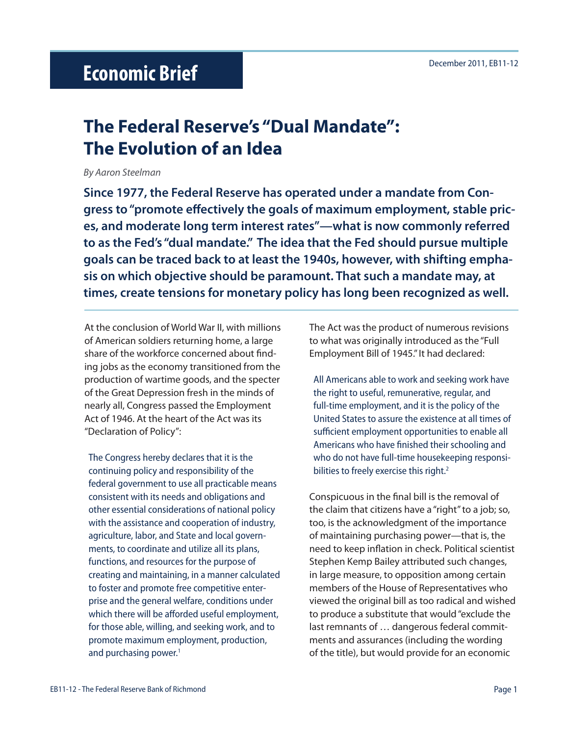# Economic Brief

December 2011, EB11-12

## The Federal Reserve's "Dual Mandate": The Evolution of an Idea

*By Aaron Steelman*

**Since 1977, the Federal Reserve has operated under a mandate from Congress to "promote effectively the goals of maximum employment, stable prices, and moderate long term interest rates"—what is now commonly referred to as the Fed's "dual mandate." The idea that the Fed should pursue multiple goals can be traced back to at least the 1940s, however, with shifting emphasis on which objective should be paramount. That such a mandate may, at times, create tensions for monetary policy has long been recognized as well.**

At the conclusion of World War II, with millions of American soldiers returning home, a large share of the workforce concerned about finding jobs as the economy transitioned from the production of wartime goods, and the specter of the Great Depression fresh in the minds of nearly all, Congress passed the Employment Act of 1946. At the heart of the Act was its "Declaration of Policy":

> The Congress hereby declares that it is the continuing policy and responsibility of the federal government to use all practicable means consistent with its needs and obligations and other essential considerations of national policy with the assistance and cooperation of industry, agriculture, labor, and State and local governments, to coordinate and utilize all its plans, functions, and resources for the purpose of creating and maintaining, in a manner calculated to foster and promote free competitive enterprise and the general welfare, conditions under which there will be afforded useful employment, for those able, willing, and seeking work, and to promote maximum employment, production, and purchasing power.[1]

The Act was the product of numerous revisions to what was originally introduced as the "Full Employment Bill of 1945." It had declared:

> All Americans able to work and seeking work have the right to useful, remunerative, regular, and full-time employment, and it is the policy of the United States to assure the existence at all times of sufficient employment opportunities to enable all Americans who have finished their schooling and who do not have full-time housekeeping responsibilities to freely exercise this right.[2]

Conspicuous in the final bill is the removal of the claim that citizens have a "right" to a job; so, too, is the acknowledgment of the importance of maintaining purchasing power—that is, the need to keep inflation in check. Political scientist Stephen Kemp Bailey attributed such changes, in large measure, to opposition among certain members of the House of Representatives who viewed the original bill as too radical and wished to produce a substitute that would "exclude the last remnants of … dangerous federal commitments and assurances (including the wording of the title), but would provide for an economic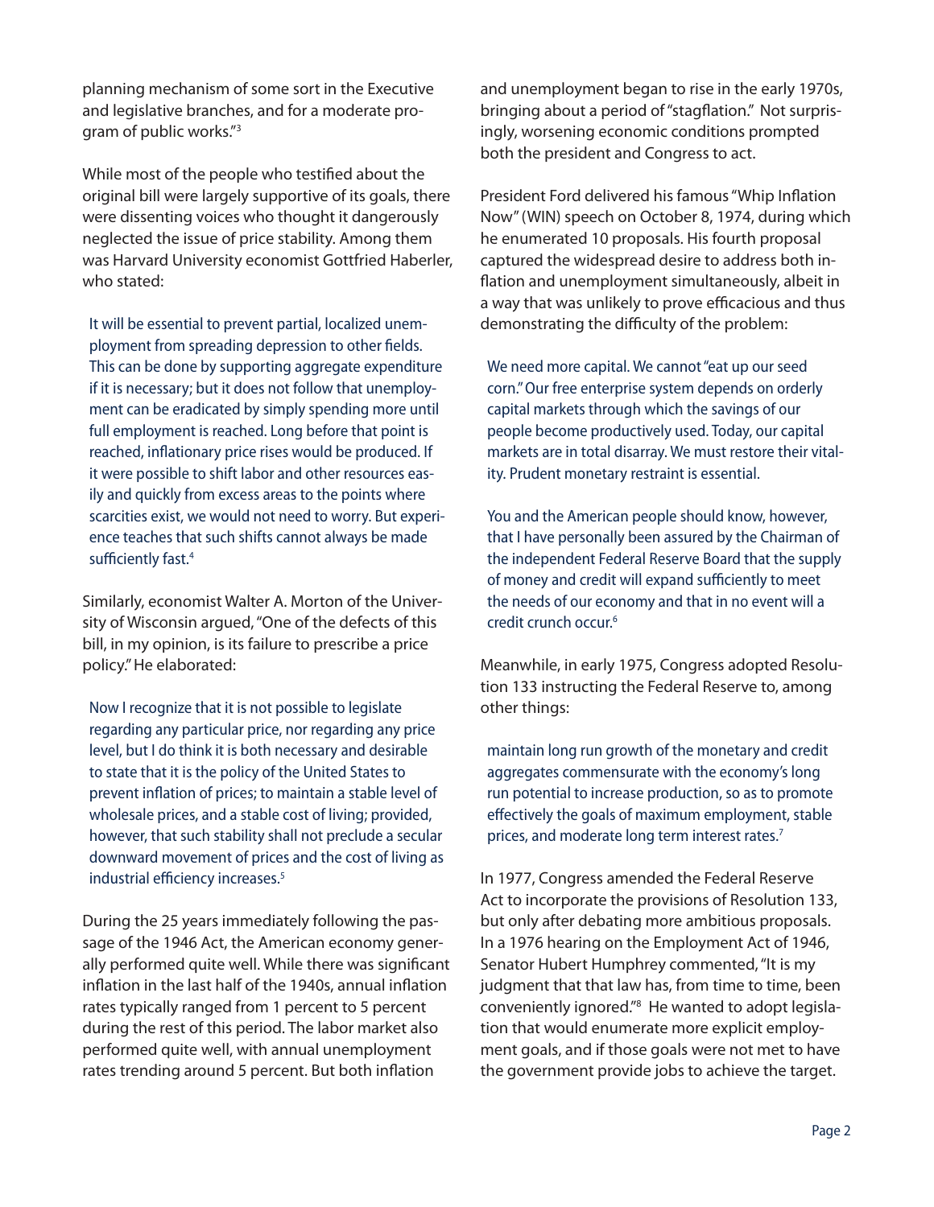planning mechanism of some sort in the Executive and legislative branches, and for a moderate program of public works."[3]

While most of the people who testified about the original bill were largely supportive of its goals, there were dissenting voices who thought it dangerously neglected the issue of price stability. Among them was Harvard University economist Gottfried Haberler, who stated:

> It will be essential to prevent partial, localized unemployment from spreading depression to other fields. This can be done by supporting aggregate expenditure if it is necessary; but it does not follow that unemployment can be eradicated by simply spending more until full employment is reached. Long before that point is reached, inflationary price rises would be produced. If it were possible to shift labor and other resources easily and quickly from excess areas to the points where scarcities exist, we would not need to worry. But experience teaches that such shifts cannot always be made sufficiently fast.[4]

Similarly, economist Walter A. Morton of the University of Wisconsin argued, "One of the defects of this bill, in my opinion, is its failure to prescribe a price policy." He elaborated:

> Now I recognize that it is not possible to legislate regarding any particular price, nor regarding any price level, but I do think it is both necessary and desirable to state that it is the policy of the United States to prevent inflation of prices; to maintain a stable level of wholesale prices, and a stable cost of living; provided, however, that such stability shall not preclude a secular downward movement of prices and the cost of living as industrial efficiency increases.[5]

During the 25 years immediately following the passage of the 1946 Act, the American economy generally performed quite well. While there was significant inflation in the last half of the 1940s, annual inflation rates typically ranged from 1 percent to 5 percent during the rest of this period. The labor market also performed quite well, with annual unemployment rates trending around 5 percent. But both inflation and unemployment began to rise in the early 1970s, bringing about a period of "stagflation." Not surprisingly, worsening economic conditions prompted both the president and Congress to act.

President Ford delivered his famous "Whip Inflation Now" (WIN) speech on October 8, 1974, during which he enumerated 10 proposals. His fourth proposal captured the widespread desire to address both inflation and unemployment simultaneously, albeit in a way that was unlikely to prove efficacious and thus demonstrating the difficulty of the problem:

> We need more capital. We cannot "eat up our seed corn." Our free enterprise system depends on orderly capital markets through which the savings of our people become productively used. Today, our capital markets are in total disarray. We must restore their vitality. Prudent monetary restraint is essential.
>
> You and the American people should know, however, that I have personally been assured by the Chairman of the independent Federal Reserve Board that the supply of money and credit will expand sufficiently to meet the needs of our economy and that in no event will a credit crunch occur.[6]

Meanwhile, in early 1975, Congress adopted Resolution 133 instructing the Federal Reserve to, among other things:

> maintain long run growth of the monetary and credit aggregates commensurate with the economy's long run potential to increase production, so as to promote effectively the goals of maximum employment, stable prices, and moderate long term interest rates.[7]

In 1977, Congress amended the Federal Reserve Act to incorporate the provisions of Resolution 133, but only after debating more ambitious proposals. In a 1976 hearing on the Employment Act of 1946, Senator Hubert Humphrey commented, "It is my judgment that that law has, from time to time, been conveniently ignored."[8] He wanted to adopt legislation that would enumerate more explicit employment goals, and if those goals were not met to have the government provide jobs to achieve the target.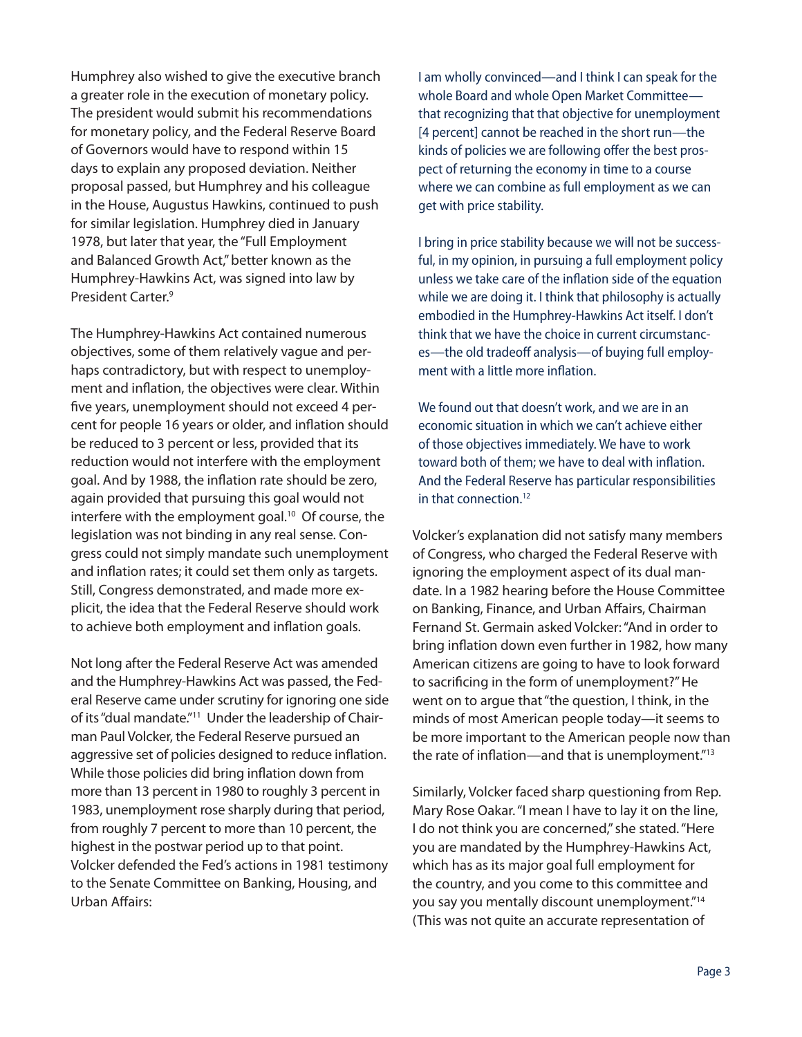Humphrey also wished to give the executive branch a greater role in the execution of monetary policy. The president would submit his recommendations for monetary policy, and the Federal Reserve Board of Governors would have to respond within 15 days to explain any proposed deviation. Neither proposal passed, but Humphrey and his colleague in the House, Augustus Hawkins, continued to push for similar legislation. Humphrey died in January 1978, but later that year, the "Full Employment and Balanced Growth Act," better known as the Humphrey-Hawkins Act, was signed into law by President Carter.[9]

The Humphrey-Hawkins Act contained numerous objectives, some of them relatively vague and perhaps contradictory, but with respect to unemployment and inflation, the objectives were clear. Within five years, unemployment should not exceed 4 percent for people 16 years or older, and inflation should be reduced to 3 percent or less, provided that its reduction would not interfere with the employment goal. And by 1988, the inflation rate should be zero, again provided that pursuing this goal would not interfere with the employment goal.[10] Of course, the legislation was not binding in any real sense. Congress could not simply mandate such unemployment and inflation rates; it could set them only as targets. Still, Congress demonstrated, and made more explicit, the idea that the Federal Reserve should work to achieve both employment and inflation goals.

Not long after the Federal Reserve Act was amended and the Humphrey-Hawkins Act was passed, the Federal Reserve came under scrutiny for ignoring one side of its "dual mandate."[11] Under the leadership of Chairman Paul Volcker, the Federal Reserve pursued an aggressive set of policies designed to reduce inflation. While those policies did bring inflation down from more than 13 percent in 1980 to roughly 3 percent in 1983, unemployment rose sharply during that period, from roughly 7 percent to more than 10 percent, the highest in the postwar period up to that point. Volcker defended the Fed's actions in 1981 testimony to the Senate Committee on Banking, Housing, and Urban Affairs:

> I am wholly convinced—and I think I can speak for the whole Board and whole Open Market Committee—that recognizing that that objective for unemployment [4 percent] cannot be reached in the short run—the kinds of policies we are following offer the best prospect of returning the economy in time to a course where we can combine as full employment as we can get with price stability.
>
> I bring in price stability because we will not be successful, in my opinion, in pursuing a full employment policy unless we take care of the inflation side of the equation while we are doing it. I think that philosophy is actually embodied in the Humphrey-Hawkins Act itself. I don't think that we have the choice in current circumstances—the old tradeoff analysis—of buying full employment with a little more inflation.
>
> We found out that doesn't work, and we are in an economic situation in which we can't achieve either of those objectives immediately. We have to work toward both of them; we have to deal with inflation. And the Federal Reserve has particular responsibilities in that connection.[12]

Volcker's explanation did not satisfy many members of Congress, who charged the Federal Reserve with ignoring the employment aspect of its dual mandate. In a 1982 hearing before the House Committee on Banking, Finance, and Urban Affairs, Chairman Fernand St. Germain asked Volcker: "And in order to bring inflation down even further in 1982, how many American citizens are going to have to look forward to sacrificing in the form of unemployment?" He went on to argue that "the question, I think, in the minds of most American people today—it seems to be more important to the American people now than the rate of inflation—and that is unemployment."[13]

Similarly, Volcker faced sharp questioning from Rep. Mary Rose Oakar. "I mean I have to lay it on the line, I do not think you are concerned," she stated. "Here you are mandated by the Humphrey-Hawkins Act, which has as its major goal full employment for the country, and you come to this committee and you say you mentally discount unemployment."[14] (This was not quite an accurate representation of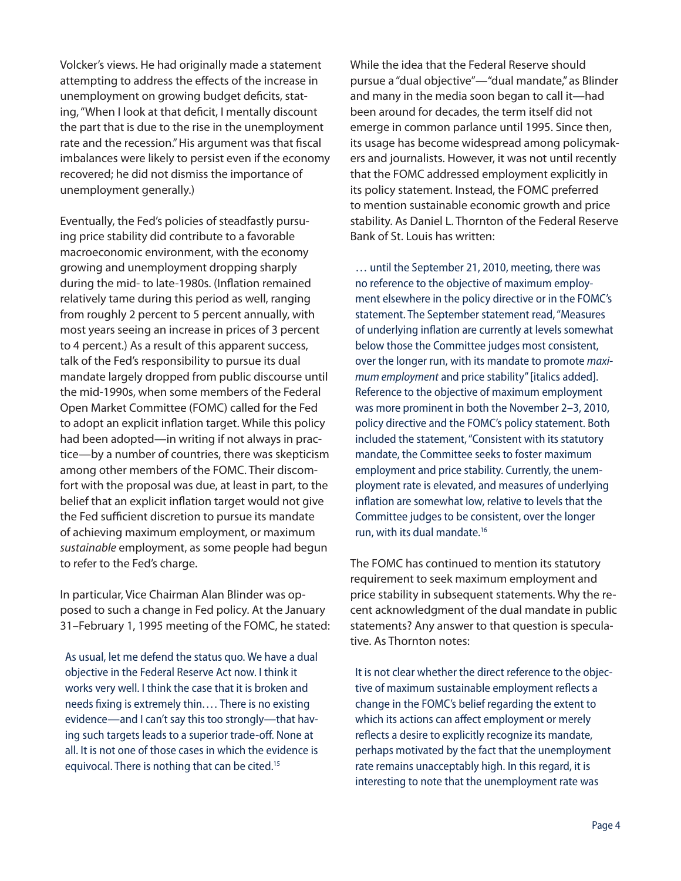Volcker's views. He had originally made a statement attempting to address the effects of the increase in unemployment on growing budget deficits, stating, "When I look at that deficit, I mentally discount the part that is due to the rise in the unemployment rate and the recession." His argument was that fiscal imbalances were likely to persist even if the economy recovered; he did not dismiss the importance of unemployment generally.)

Eventually, the Fed's policies of steadfastly pursuing price stability did contribute to a favorable macroeconomic environment, with the economy growing and unemployment dropping sharply during the mid- to late-1980s. (Inflation remained relatively tame during this period as well, ranging from roughly 2 percent to 5 percent annually, with most years seeing an increase in prices of 3 percent to 4 percent.) As a result of this apparent success, talk of the Fed's responsibility to pursue its dual mandate largely dropped from public discourse until the mid-1990s, when some members of the Federal Open Market Committee (FOMC) called for the Fed to adopt an explicit inflation target. While this policy had been adopted—in writing if not always in practice—by a number of countries, there was skepticism among other members of the FOMC. Their discomfort with the proposal was due, at least in part, to the belief that an explicit inflation target would not give the Fed sufficient discretion to pursue its mandate of achieving maximum employment, or maximum *sustainable* employment, as some people had begun to refer to the Fed's charge.

In particular, Vice Chairman Alan Blinder was opposed to such a change in Fed policy. At the January 31–February 1, 1995 meeting of the FOMC, he stated:

> As usual, let me defend the status quo. We have a dual objective in the Federal Reserve Act now. I think it works very well. I think the case that it is broken and needs fixing is extremely thin. … There is no existing evidence—and I can't say this too strongly—that having such targets leads to a superior trade-off. None at all. It is not one of those cases in which the evidence is equivocal. There is nothing that can be cited.[15]

While the idea that the Federal Reserve should pursue a "dual objective"—"dual mandate," as Blinder and many in the media soon began to call it—had been around for decades, the term itself did not emerge in common parlance until 1995. Since then, its usage has become widespread among policymakers and journalists. However, it was not until recently that the FOMC addressed employment explicitly in its policy statement. Instead, the FOMC preferred to mention sustainable economic growth and price stability. As Daniel L. Thornton of the Federal Reserve Bank of St. Louis has written:

> … until the September 21, 2010, meeting, there was no reference to the objective of maximum employment elsewhere in the policy directive or in the FOMC's statement. The September statement read, "Measures of underlying inflation are currently at levels somewhat below those the Committee judges most consistent, over the longer run, with its mandate to promote *maximum employment* and price stability" [italics added]. Reference to the objective of maximum employment was more prominent in both the November 2–3, 2010, policy directive and the FOMC's policy statement. Both included the statement, "Consistent with its statutory mandate, the Committee seeks to foster maximum employment and price stability. Currently, the unemployment rate is elevated, and measures of underlying inflation are somewhat low, relative to levels that the Committee judges to be consistent, over the longer run, with its dual mandate.[16]

The FOMC has continued to mention its statutory requirement to seek maximum employment and price stability in subsequent statements. Why the recent acknowledgment of the dual mandate in public statements? Any answer to that question is speculative. As Thornton notes:

> It is not clear whether the direct reference to the objective of maximum sustainable employment reflects a change in the FOMC's belief regarding the extent to which its actions can affect employment or merely reflects a desire to explicitly recognize its mandate, perhaps motivated by the fact that the unemployment rate remains unacceptably high. In this regard, it is interesting to note that the unemployment rate was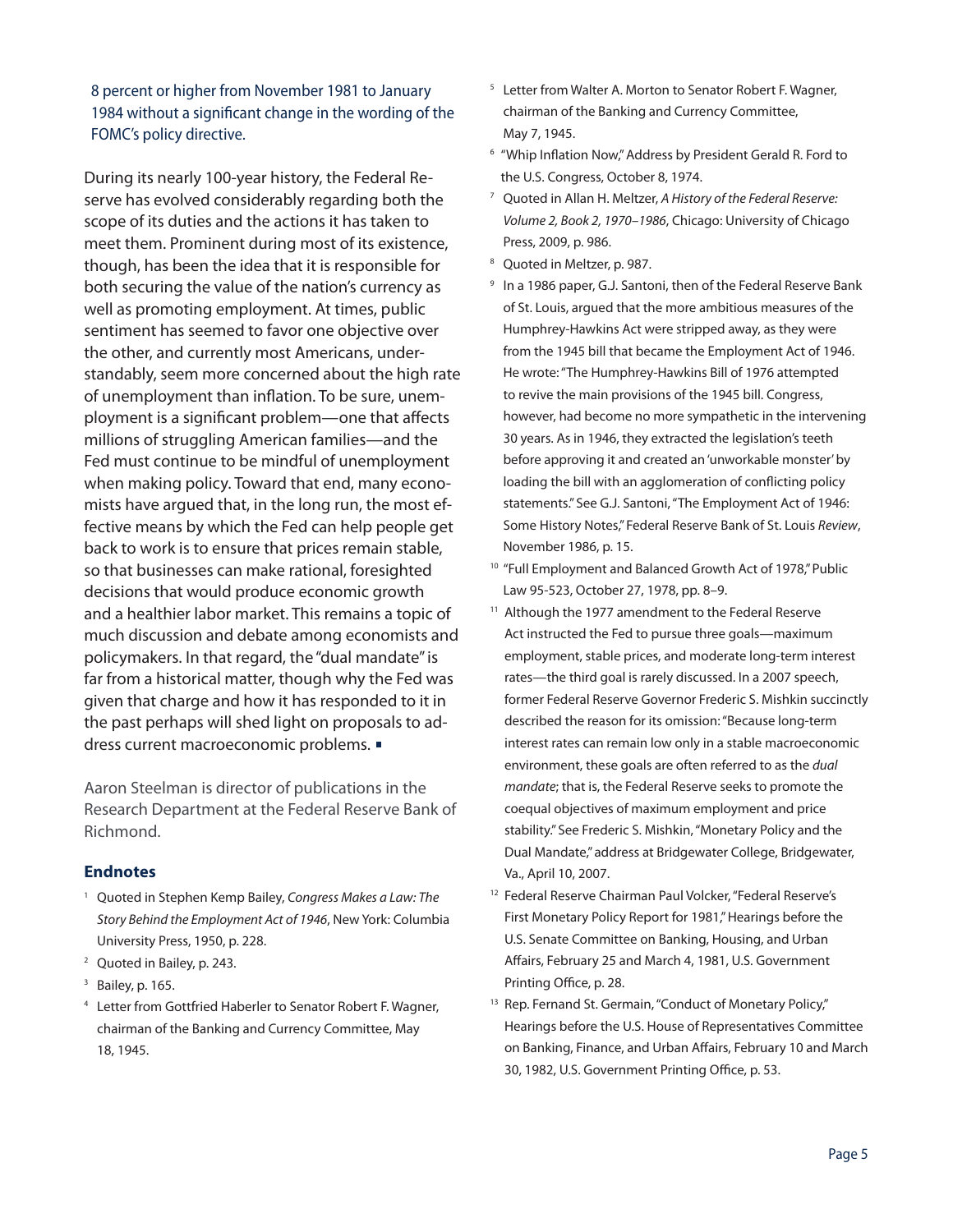8 percent or higher from November 1981 to January 1984 without a significant change in the wording of the FOMC's policy directive.

During its nearly 100-year history, the Federal Reserve has evolved considerably regarding both the scope of its duties and the actions it has taken to meet them. Prominent during most of its existence, though, has been the idea that it is responsible for both securing the value of the nation's currency as well as promoting employment. At times, public sentiment has seemed to favor one objective over the other, and currently most Americans, understandably, seem more concerned about the high rate of unemployment than inflation. To be sure, unemployment is a significant problem—one that affects millions of struggling American families—and the Fed must continue to be mindful of unemployment when making policy. Toward that end, many economists have argued that, in the long run, the most effective means by which the Fed can help people get back to work is to ensure that prices remain stable, so that businesses can make rational, foresighted decisions that would produce economic growth and a healthier labor market. This remains a topic of much discussion and debate among economists and policymakers. In that regard, the "dual mandate" is far from a historical matter, though why the Fed was given that charge and how it has responded to it in the past perhaps will shed light on proposals to address current macroeconomic problems. ■

Aaron Steelman is director of publications in the Research Department at the Federal Reserve Bank of Richmond.

### Endnotes

1. Quoted in Stephen Kemp Bailey, *Congress Makes a Law: The Story Behind the Employment Act of 1946*, New York: Columbia University Press, 1950, p. 228.
2. Quoted in Bailey, p. 243.
3. Bailey, p. 165.
4. Letter from Gottfried Haberler to Senator Robert F. Wagner, chairman of the Banking and Currency Committee, May 18, 1945.
5. Letter from Walter A. Morton to Senator Robert F. Wagner, chairman of the Banking and Currency Committee, May 7, 1945.
6. "Whip Inflation Now," Address by President Gerald R. Ford to the U.S. Congress, October 8, 1974.
7. Quoted in Allan H. Meltzer, *A History of the Federal Reserve: Volume 2, Book 2, 1970–1986*, Chicago: University of Chicago Press, 2009, p. 986.
8. Quoted in Meltzer, p. 987.
9. In a 1986 paper, G.J. Santoni, then of the Federal Reserve Bank of St. Louis, argued that the more ambitious measures of the Humphrey-Hawkins Act were stripped away, as they were from the 1945 bill that became the Employment Act of 1946. He wrote: "The Humphrey-Hawkins Bill of 1976 attempted to revive the main provisions of the 1945 bill. Congress, however, had become no more sympathetic in the intervening 30 years. As in 1946, they extracted the legislation's teeth before approving it and created an 'unworkable monster' by loading the bill with an agglomeration of conflicting policy statements." See G.J. Santoni, "The Employment Act of 1946: Some History Notes," Federal Reserve Bank of St. Louis *Review*, November 1986, p. 15.
10. "Full Employment and Balanced Growth Act of 1978," Public Law 95-523, October 27, 1978, pp. 8–9.
11. Although the 1977 amendment to the Federal Reserve Act instructed the Fed to pursue three goals—maximum employment, stable prices, and moderate long-term interest rates—the third goal is rarely discussed. In a 2007 speech, former Federal Reserve Governor Frederic S. Mishkin succinctly described the reason for its omission: "Because long-term interest rates can remain low only in a stable macroeconomic environment, these goals are often referred to as the *dual mandate*; that is, the Federal Reserve seeks to promote the coequal objectives of maximum employment and price stability." See Frederic S. Mishkin, "Monetary Policy and the Dual Mandate," address at Bridgewater College, Bridgewater, Va., April 10, 2007.
12. Federal Reserve Chairman Paul Volcker, "Federal Reserve's First Monetary Policy Report for 1981," Hearings before the U.S. Senate Committee on Banking, Housing, and Urban Affairs, February 25 and March 4, 1981, U.S. Government Printing Office, p. 28.
13. Rep. Fernand St. Germain, "Conduct of Monetary Policy," Hearings before the U.S. House of Representatives Committee on Banking, Finance, and Urban Affairs, February 10 and March 30, 1982, U.S. Government Printing Office, p. 53.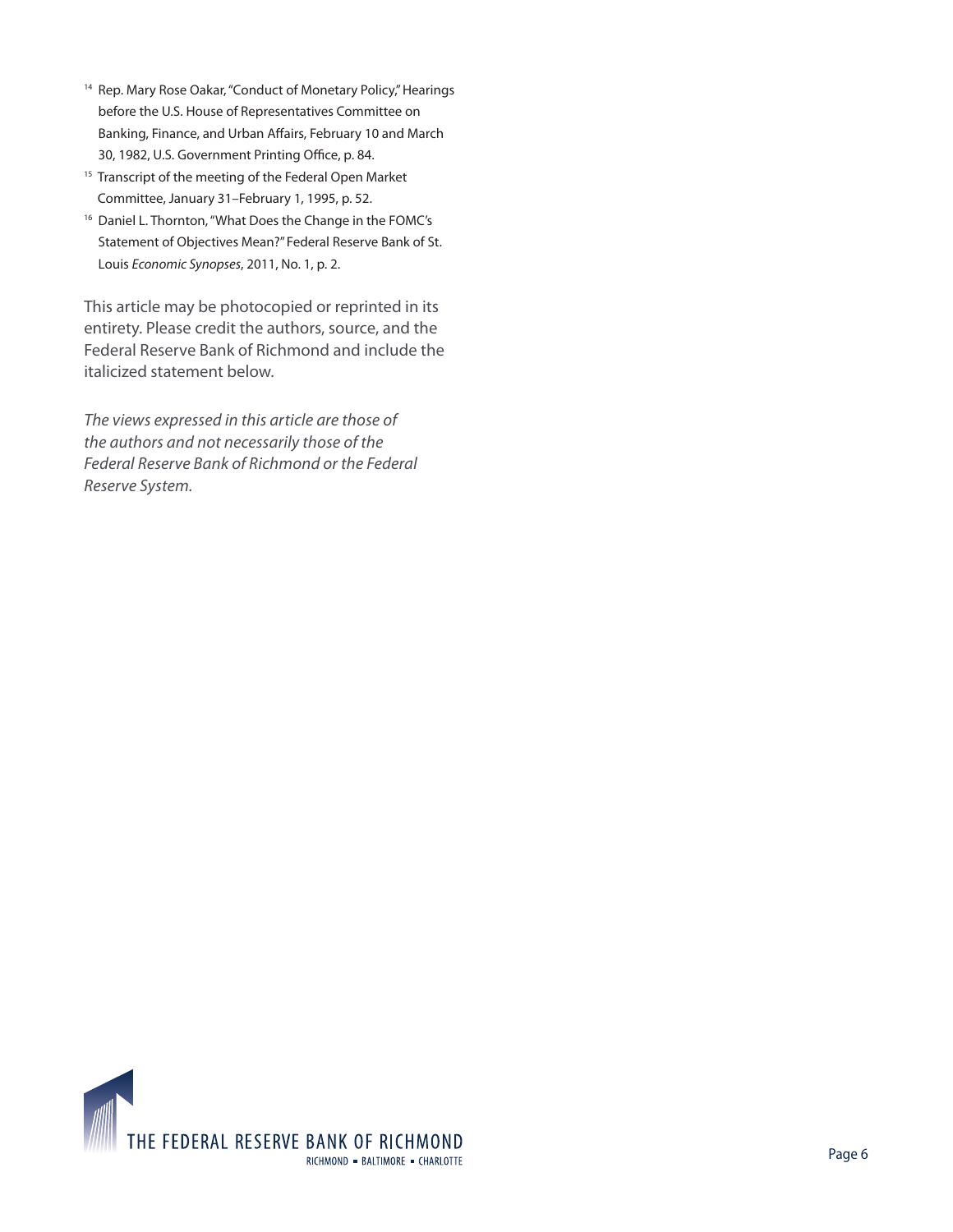[14] Rep. Mary Rose Oakar, "Conduct of Monetary Policy," Hearings before the U.S. House of Representatives Committee on Banking, Finance, and Urban Affairs, February 10 and March 30, 1982, U.S. Government Printing Office, p. 84.

[15] Transcript of the meeting of the Federal Open Market Committee, January 31–February 1, 1995, p. 52.

[16] Daniel L. Thornton, "What Does the Change in the FOMC's Statement of Objectives Mean?" Federal Reserve Bank of St. Louis *Economic Synopses*, 2011, No. 1, p. 2.

This article may be photocopied or reprinted in its entirety. Please credit the authors, source, and the Federal Reserve Bank of Richmond and include the italicized statement below.

*The views expressed in this article are those of the authors and not necessarily those of the Federal Reserve Bank of Richmond or the Federal Reserve System.*

THE FEDERAL RESERVE BANK OF RICHMOND

RICHMOND ▪ BALTIMORE ▪ CHARLOTTE